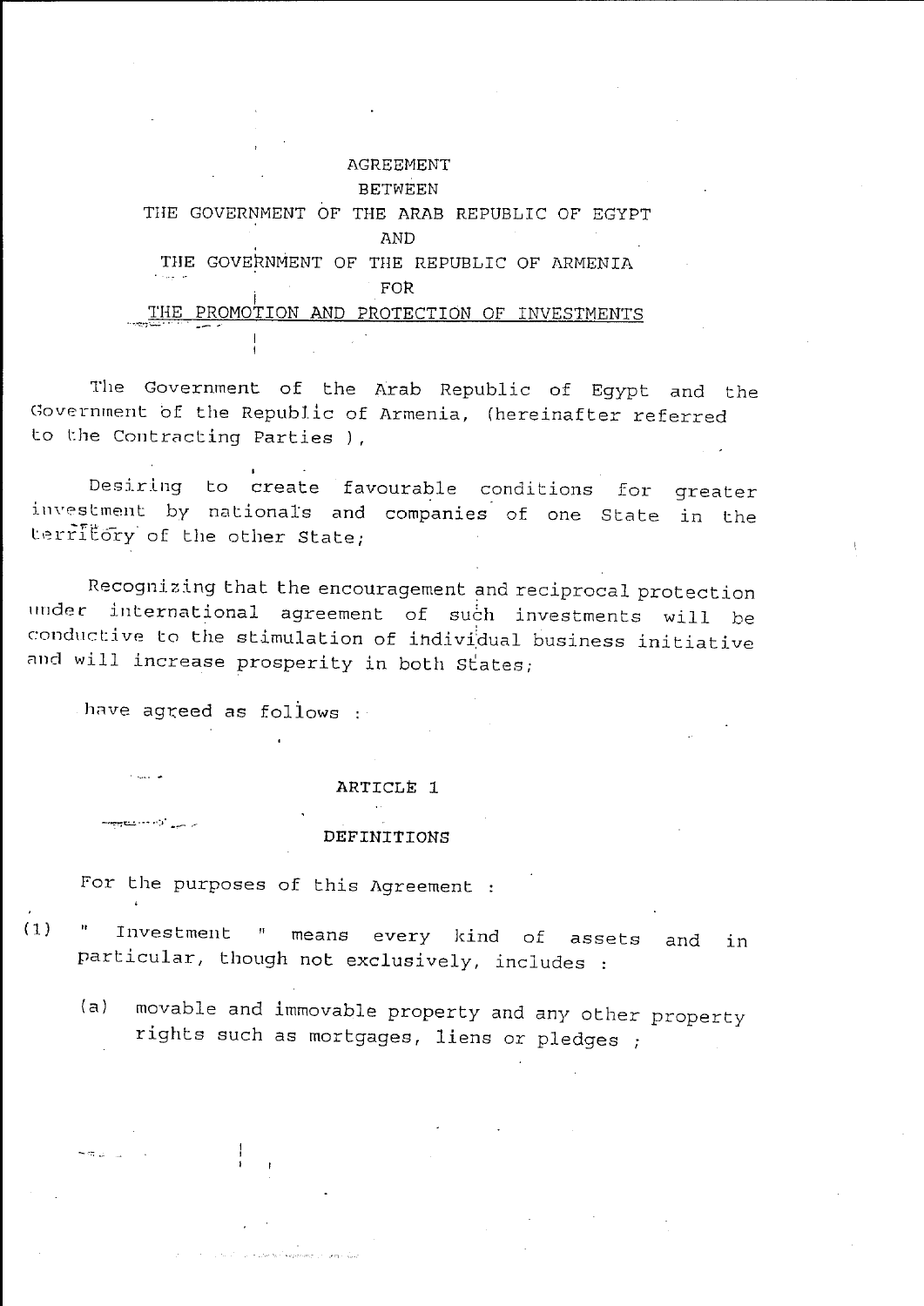# AGREEMENT BETWEEN THE GOVERNMENT OF THE ARAB REPUBLIC OF EGYPT AND THE GOVERNMENT OF THE REPUBLIC OF ARMENIA FOR THE PROMOTION AND PROTECTION OF INVESTMENTS

The Government of the Arab Republic of Egypt and the Government of the Republic of Armenia, (hereinafter referred to the Contracting Parties ),

Desiring to create favourable conditions for greater investment by nationals and companies of one State in the territory of the other State;

Recognizing that the encouragement and reciprocal protection under international agreement of such investments will be conductive to the stimulation of individual business initiative and will increase prosperity in both States;

have agreed as follows :

## ARTICLE 1

## DEFINITIONS

For the purposes of this Agreement :

(1) " Investment " means every kind of assets and in particular, though not exclusively, includes :

(a) movable and immovable property and any other property rights such as mortgages, liens or pledges ;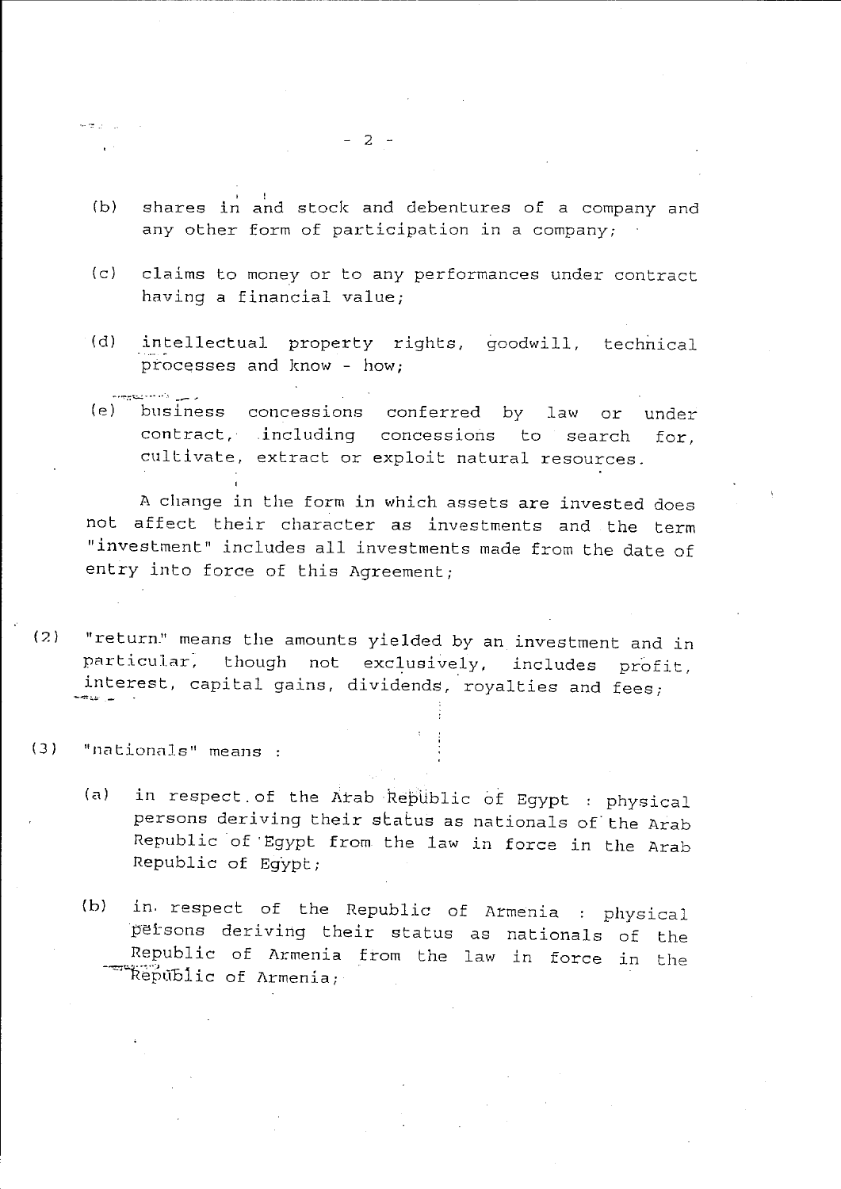(b) shares in and stock and debentures of a company and any other form of participation in a company;

(c) claims to money or to any performances under contract having a financial value;

(d) intellectual property rights, goodwill, technical processes and know - how;

(e) business concessions conferred by law or under contract, including concessions to search for, cultivate, extract or exploit natural resources.

A change in the form in which assets are invested does not affect their character as investments and the term "investment" includes all investments made from the date of entry into force of this Agreement;

(2) "return" means the amounts yielded by an investment and in particular, though not exclusively, includes profit, interest, capital gains, dividends, royalties and fees;

(3) "nationals" means :

(a) in respect of the Arab Republic of Egypt : physical persons deriving their status as nationals of the Arab Republic of Egypt from the law in force in the Arab Republic of Egypt;

(b) in respect of the Republic of Armenia : physical persons deriving their status as nationals of the Republic of Armenia from the law in force in the Republic of Armenia;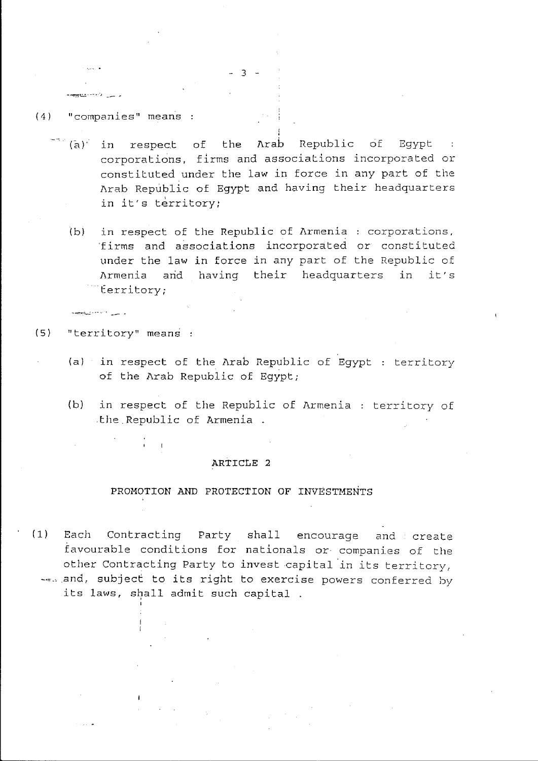(4) "companies" means :

   (a) in respect of the Arab Republic of Egypt : corporations, firms and associations incorporated or constituted under the law in force in any part of the Arab Republic of Egypt and having their headquarters in it's territory;

   (b) in respect of the Republic of Armenia : corporations, firms and associations incorporated or constituted under the law in force in any part of the Republic of Armenia and having their headquarters in it's territory;

(5) "territory" means :

   (a) in respect of the Arab Republic of Egypt : territory of the Arab Republic of Egypt;

   (b) in respect of the Republic of Armenia : territory of the Republic of Armenia .

## ARTICLE 2

## PROMOTION AND PROTECTION OF INVESTMENTS

(1) Each Contracting Party shall encourage and create favourable conditions for nationals or companies of the other Contracting Party to invest capital in its territory, and, subject to its right to exercise powers conferred by its laws, shall admit such capital .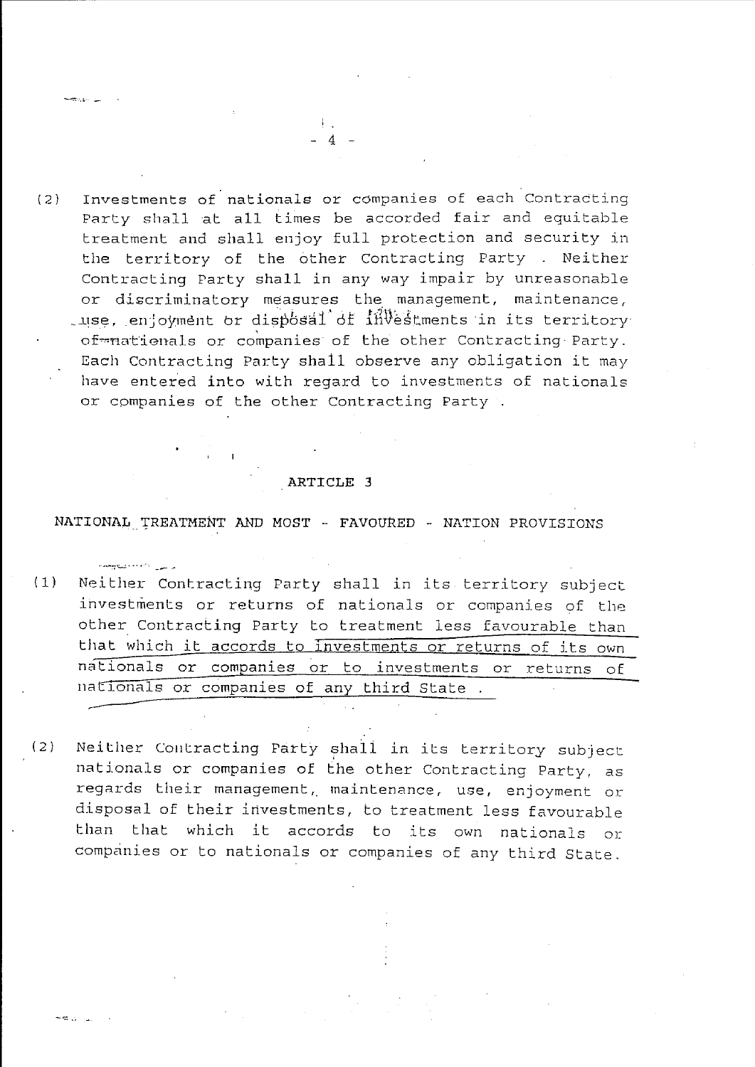(2) Investments of nationals or companies of each Contracting Party shall at all times be accorded fair and equitable treatment and shall enjoy full protection and security in the territory of the other Contracting Party . Neither Contracting Party shall in any way impair by unreasonable or discriminatory measures the management, maintenance, use, enjoyment or disposal of investments in its territory of nationals or companies of the other Contracting Party. Each Contracting Party shall observe any obligation it may have entered into with regard to investments of nationals or companies of the other Contracting Party .

## ARTICLE 3

## NATIONAL TREATMENT AND MOST - FAVOURED - NATION PROVISIONS

(1) Neither Contracting Party shall in its territory subject investments or returns of nationals or companies of the other Contracting Party to treatment less favourable than that which it accords to investments or returns of its own nationals or companies or to investments or returns of nationals or companies of any third State .

(2) Neither Contracting Party shall in its territory subject nationals or companies of the other Contracting Party, as regards their management, maintenance, use, enjoyment or disposal of their investments, to treatment less favourable than that which it accords to its own nationals or companies or to nationals or companies of any third State.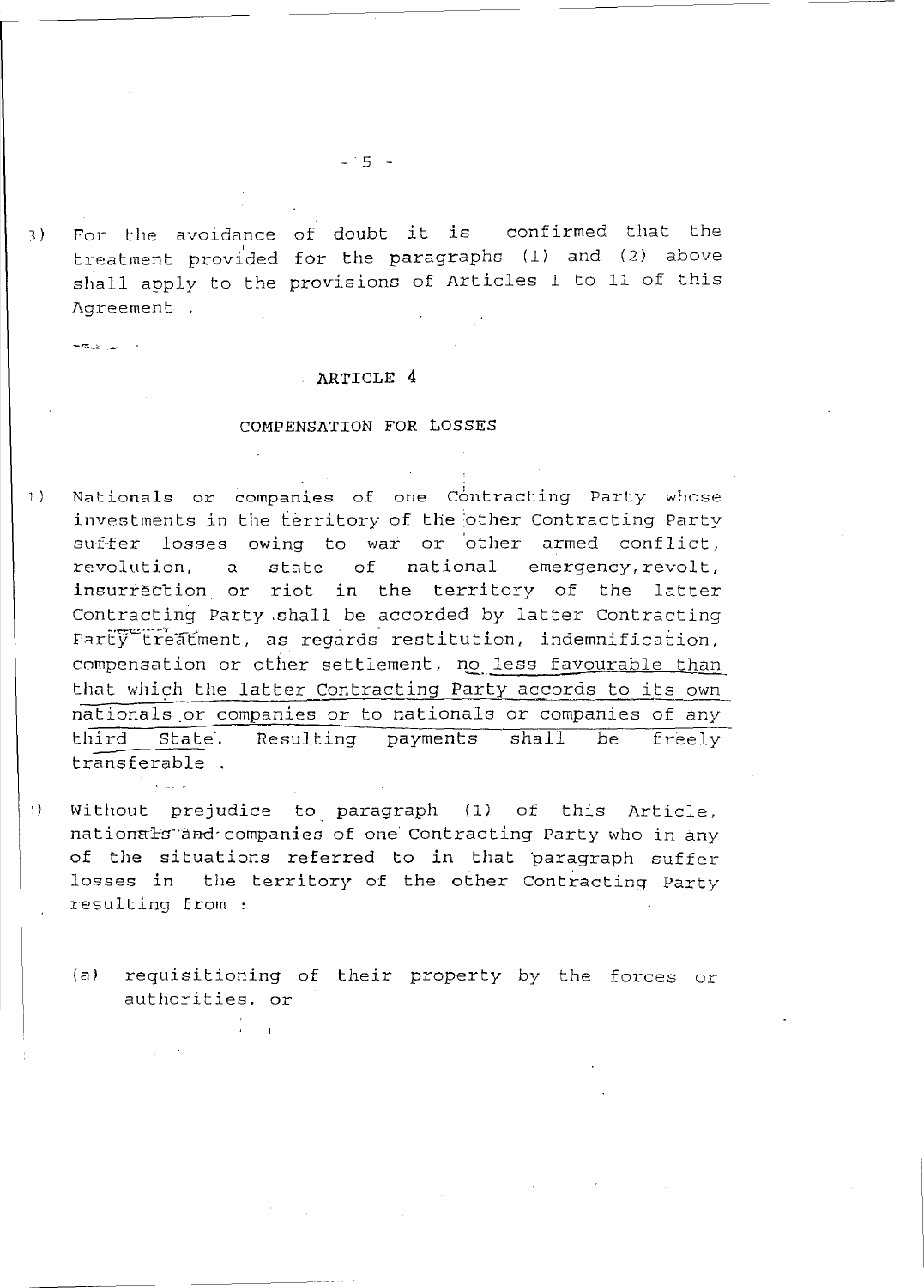3) For the avoidance of doubt it is confirmed that the treatment provided for the paragraphs (1) and (2) above shall apply to the provisions of Articles 1 to 11 of this Agreement .

## ARTICLE 4

### COMPENSATION FOR LOSSES

1) Nationals or companies of one Contracting Party whose investments in the territory of the other Contracting Party suffer losses owing to war or other armed conflict, revolution, a state of national emergency, revolt, insurrection or riot in the territory of the latter Contracting Party shall be accorded by latter Contracting Party treatment, as regards restitution, indemnification, compensation or other settlement, no less favourable than that which the latter Contracting Party accords to its own nationals or companies or to nationals or companies of any third State. Resulting payments shall be freely transferable .

2) Without prejudice to paragraph (1) of this Article, nationals and companies of one Contracting Party who in any of the situations referred to in that paragraph suffer losses in the territory of the other Contracting Party resulting from :

   (a) requisitioning of their property by the forces or authorities, or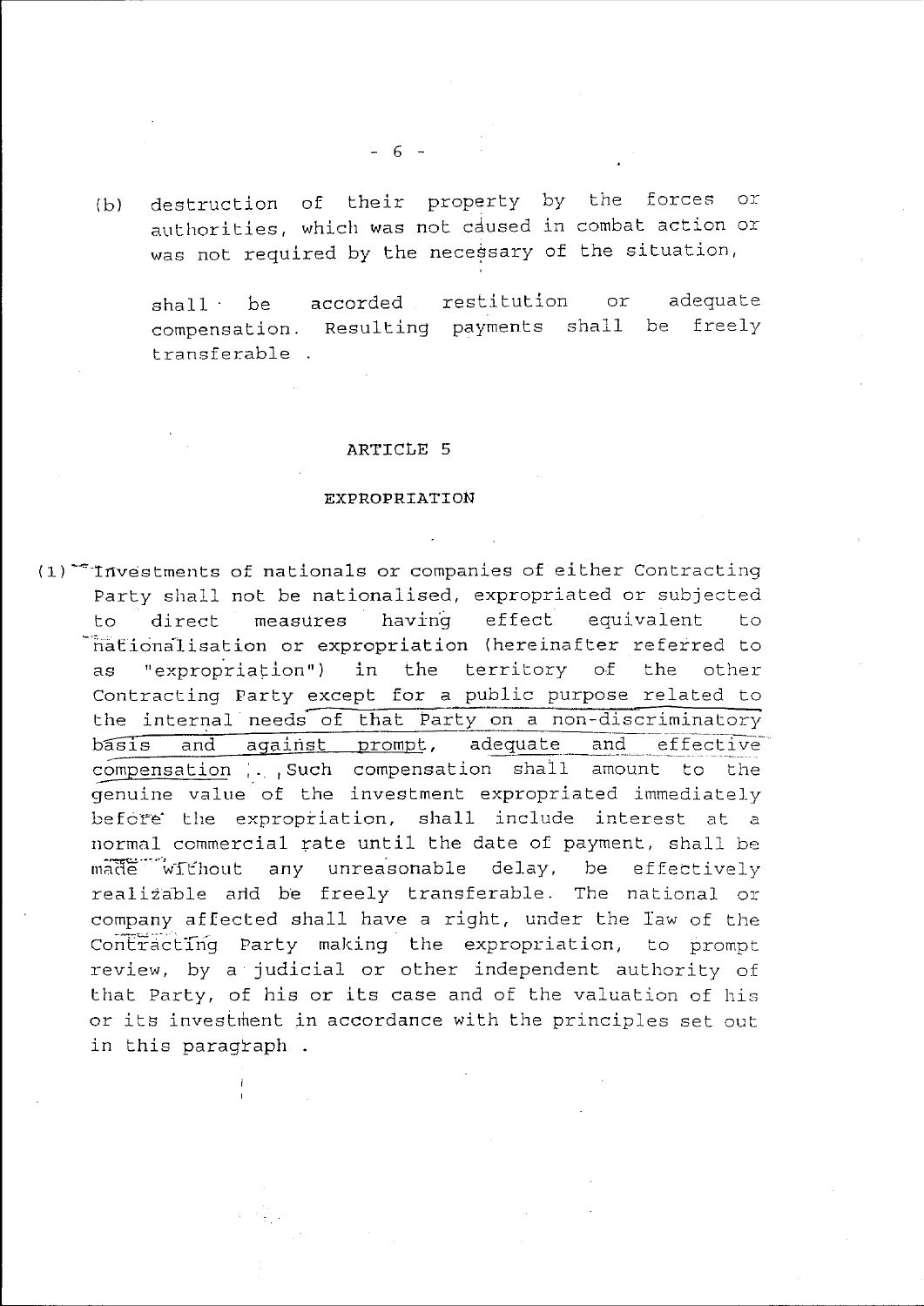(b) destruction of their property by the forces or authorities, which was not caused in combat action or was not required by the necessary of the situation,

shall be accorded restitution or adequate compensation. Resulting payments shall be freely transferable .

## ARTICLE 5

## EXPROPRIATION

(1) Investments of nationals or companies of either Contracting Party shall not be nationalised, expropriated or subjected to direct measures having effect equivalent to nationalisation or expropriation (hereinafter referred to as "expropriation") in the territory of the other Contracting Party except for a public purpose related to the internal needs of that Party on a non-discriminatory basis and against prompt, adequate and effective compensation . Such compensation shall amount to the genuine value of the investment expropriated immediately before the expropriation, shall include interest at a normal commercial rate until the date of payment, shall be made without any unreasonable delay, be effectively realizable and be freely transferable. The national or company affected shall have a right, under the law of the Contracting Party making the expropriation, to prompt review, by a judicial or other independent authority of that Party, of his or its case and of the valuation of his or its investment in accordance with the principles set out in this paragraph .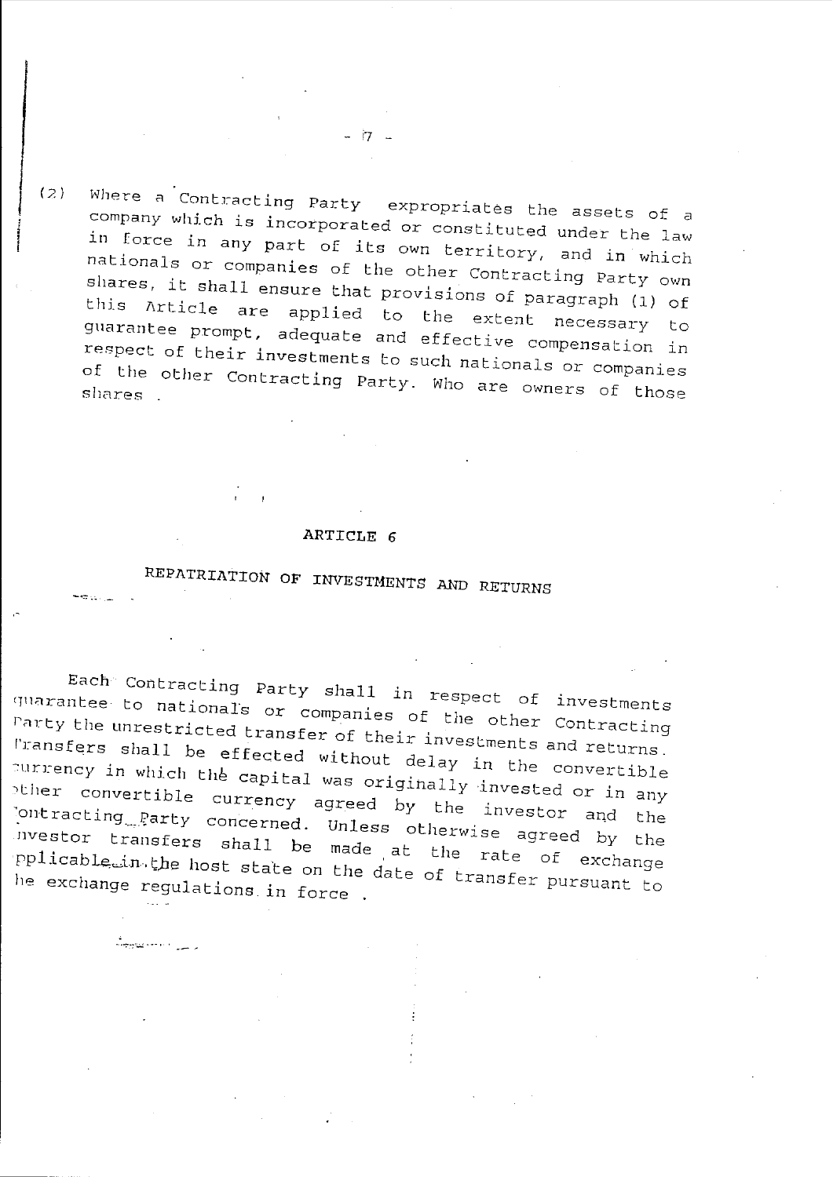(2) Where a Contracting Party expropriates the assets of a company which is incorporated or constituted under the law in force in any part of its own territory, and in which nationals or companies of the other Contracting Party own shares, it shall ensure that provisions of paragraph (1) of this Article are applied to the extent necessary to guarantee prompt, adequate and effective compensation in respect of their investments to such nationals or companies of the other Contracting Party. Who are owners of those shares .

## ARTICLE 6

## REPATRIATION OF INVESTMENTS AND RETURNS

Each Contracting Party shall in respect of investments guarantee to nationals or companies of the other Contracting Party the unrestricted transfer of their investments and returns. Transfers shall be effected without delay in the convertible currency in which the capital was originally invested or in any other convertible currency agreed by the investor and the Contracting Party concerned. Unless otherwise agreed by the investor transfers shall be made at the rate of exchange applicable in the host state on the date of transfer pursuant to the exchange regulations in force .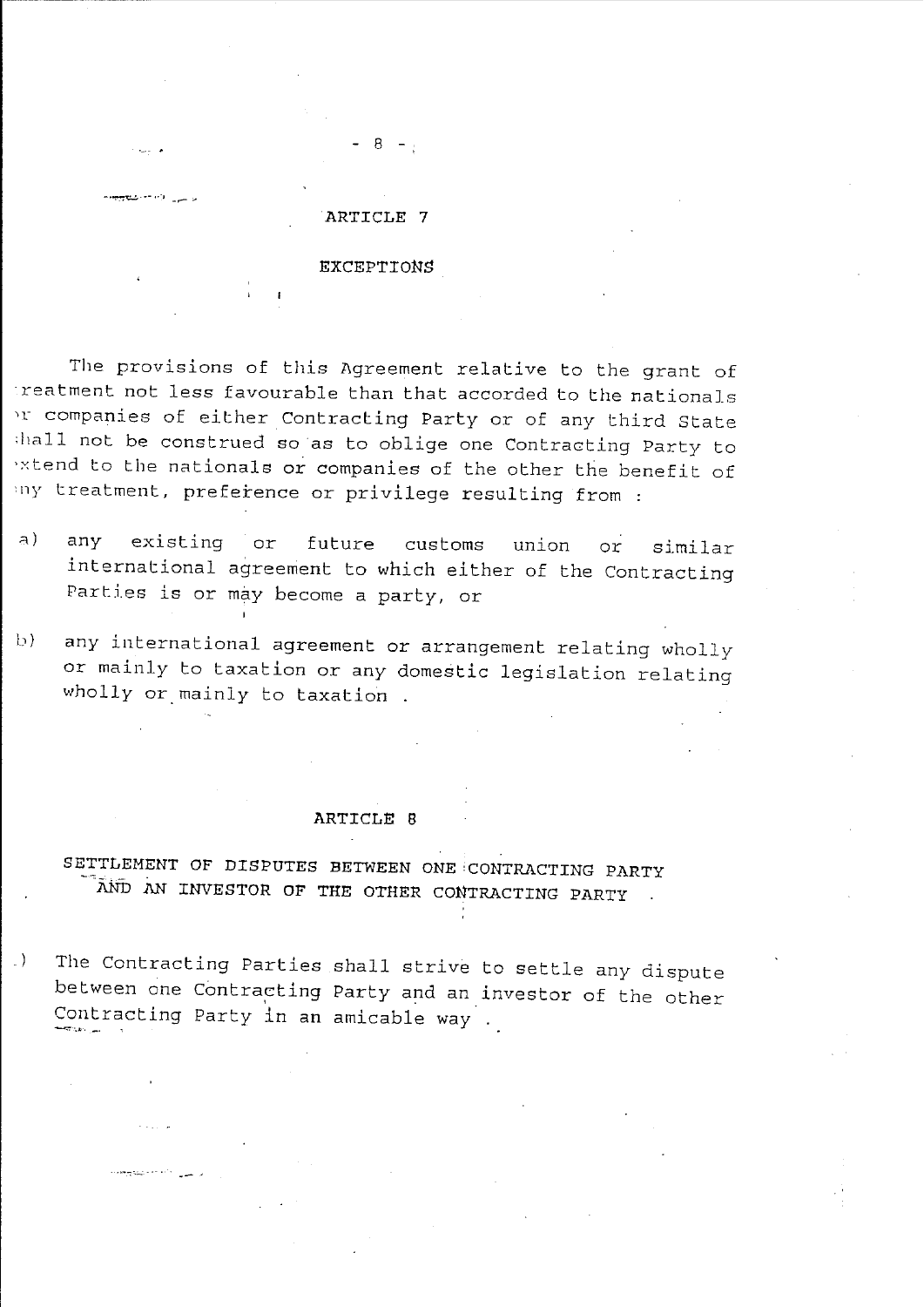## ARTICLE 7

## EXCEPTIONS

The provisions of this Agreement relative to the grant of treatment not less favourable than that accorded to the nationals or companies of either Contracting Party or of any third State shall not be construed so as to oblige one Contracting Party to extend to the nationals or companies of the other the benefit of any treatment, preference or privilege resulting from :

a) any existing or future customs union or similar international agreement to which either of the Contracting Parties is or may become a party, or

b) any international agreement or arrangement relating wholly or mainly to taxation or any domestic legislation relating wholly or mainly to taxation .

## ARTICLE 8

## SETTLEMENT OF DISPUTES BETWEEN ONE CONTRACTING PARTY AND AN INVESTOR OF THE OTHER CONTRACTING PARTY .

1) The Contracting Parties shall strive to settle any dispute between one Contracting Party and an investor of the other Contracting Party in an amicable way .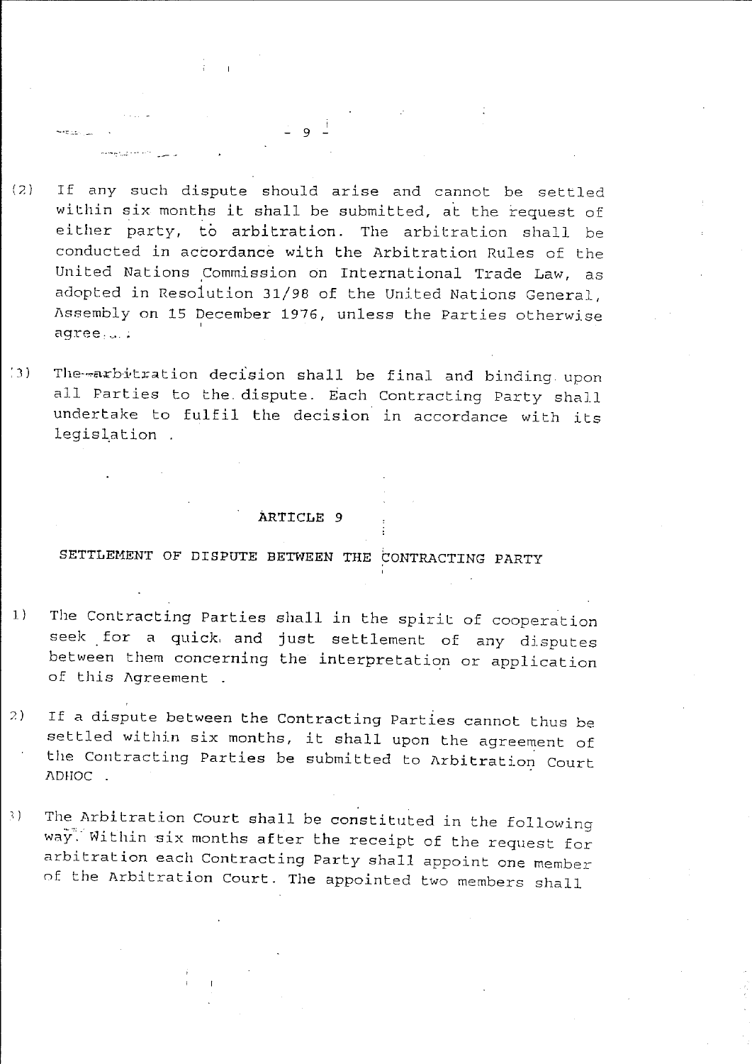(2) If any such dispute should arise and cannot be settled within six months it shall be submitted, at the request of either party, to arbitration. The arbitration shall be conducted in accordance with the Arbitration Rules of the United Nations Commission on International Trade Law, as adopted in Resolution 31/98 of the United Nations General, Assembly on 15 December 1976, unless the Parties otherwise agree.

(3) The arbitration decision shall be final and binding upon all Parties to the dispute. Each Contracting Party shall undertake to fulfil the decision in accordance with its legislation .

## ARTICLE 9

## SETTLEMENT OF DISPUTE BETWEEN THE CONTRACTING PARTY

1) The Contracting Parties shall in the spirit of cooperation seek for a quick and just settlement of any disputes between them concerning the interpretation or application of this Agreement .

2) If a dispute between the Contracting Parties cannot thus be settled within six months, it shall upon the agreement of the Contracting Parties be submitted to Arbitration Court ADHOC .

3) The Arbitration Court shall be constituted in the following way. Within six months after the receipt of the request for arbitration each Contracting Party shall appoint one member of the Arbitration Court. The appointed two members shall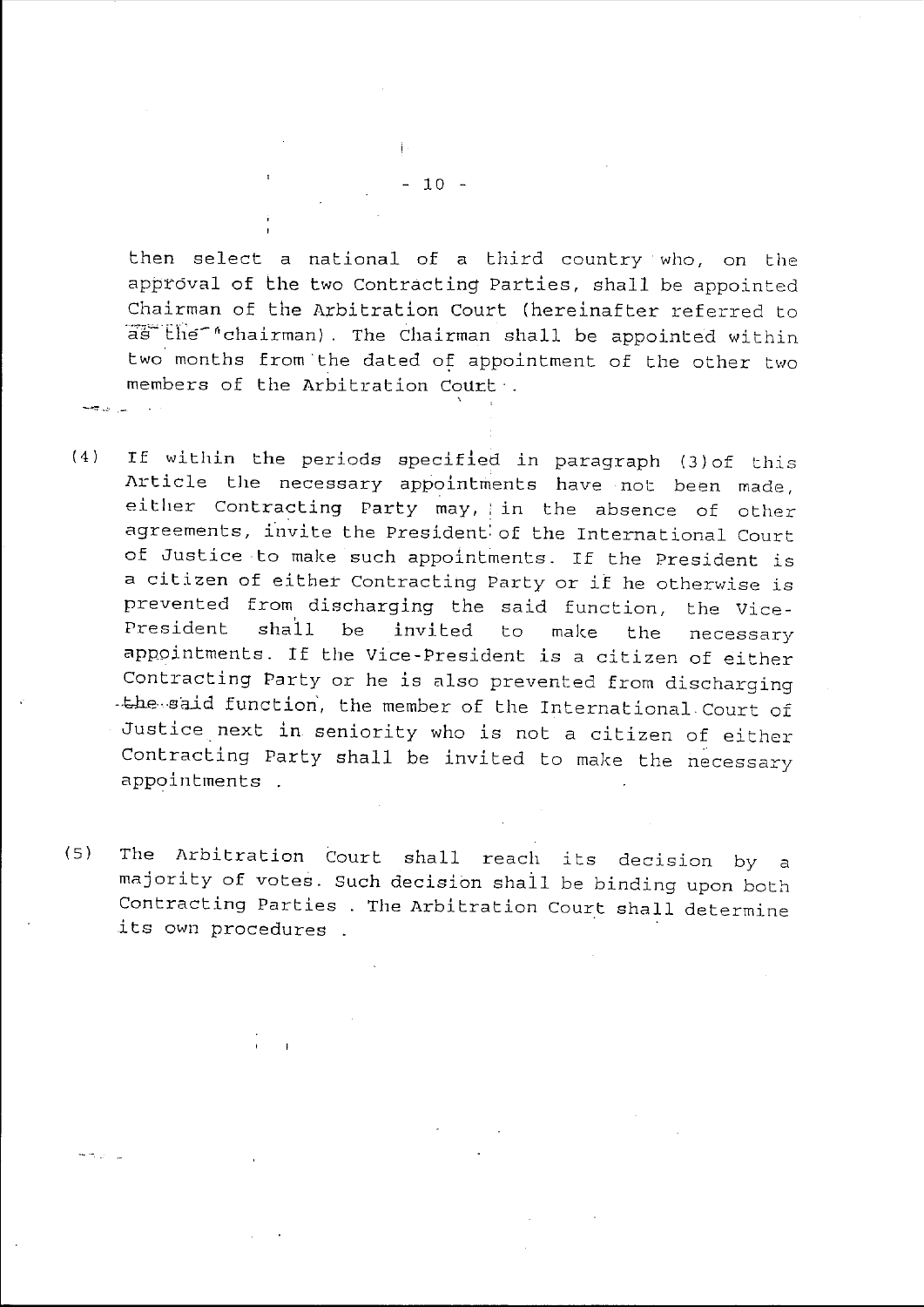then select a national of a third country who, on the approval of the two Contracting Parties, shall be appointed Chairman of the Arbitration Court (hereinafter referred to as the "chairman). The Chairman shall be appointed within two months from the dated of appointment of the other two members of the Arbitration Court.

(4) If within the periods specified in paragraph (3) of this Article the necessary appointments have not been made, either Contracting Party may, in the absence of other agreements, invite the President of the International Court of Justice to make such appointments. If the President is a citizen of either Contracting Party or if he otherwise is prevented from discharging the said function, the Vice-President shall be invited to make the necessary appointments. If the Vice-President is a citizen of either Contracting Party or he is also prevented from discharging the said function, the member of the International Court of Justice next in seniority who is not a citizen of either Contracting Party shall be invited to make the necessary appointments.

(5) The Arbitration Court shall reach its decision by a majority of votes. Such decision shall be binding upon both Contracting Parties. The Arbitration Court shall determine its own procedures.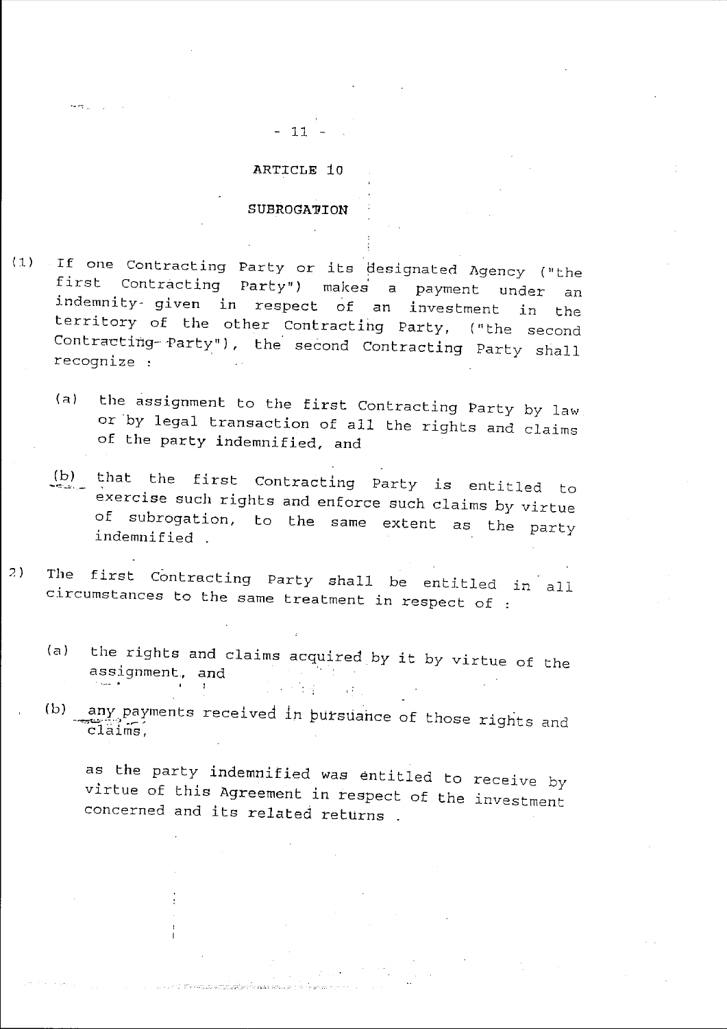## ARTICLE 10

## SUBROGATION

(1) If one Contracting Party or its designated Agency ("the first Contracting Party") makes a payment under an indemnity given in respect of an investment in the territory of the other Contracting Party, ("the second Contracting Party"), the second Contracting Party shall recognize :

   (a) the assignment to the first Contracting Party by law or by legal transaction of all the rights and claims of the party indemnified, and

   (b) that the first Contracting Party is entitled to exercise such rights and enforce such claims by virtue of subrogation, to the same extent as the party indemnified .

(2) The first Contracting Party shall be entitled in all circumstances to the same treatment in respect of :

   (a) the rights and claims acquired by it by virtue of the assignment, and

   (b) any payments received in pursuance of those rights and claims,

   as the party indemnified was entitled to receive by virtue of this Agreement in respect of the investment concerned and its related returns .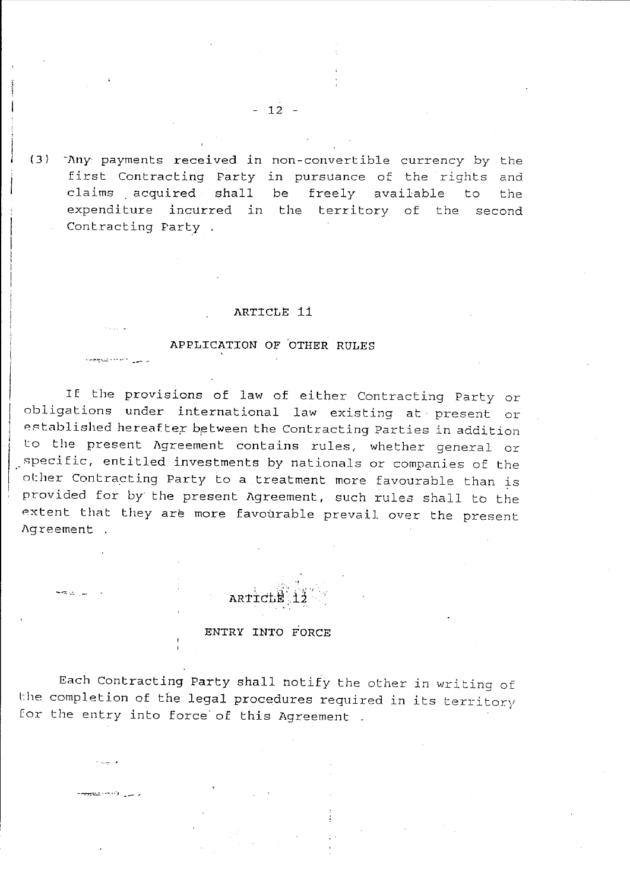(3) Any payments received in non-convertible currency by the first Contracting Party in pursuance of the rights and claims acquired shall be freely available to the expenditure incurred in the territory of the second Contracting Party .

## ARTICLE 11

## APPLICATION OF OTHER RULES

If the provisions of law of either Contracting Party or obligations under international law existing at present or established hereafter between the Contracting Parties in addition to the present Agreement contains rules, whether general or specific, entitled investments by nationals or companies of the other Contracting Party to a treatment more favourable than is provided for by the present Agreement, such rules shall to the extent that they are more favourable prevail over the present Agreement .

## ARTICLE 12

## ENTRY INTO FORCE

Each Contracting Party shall notify the other in writing of the completion of the legal procedures required in its territory for the entry into force of this Agreement .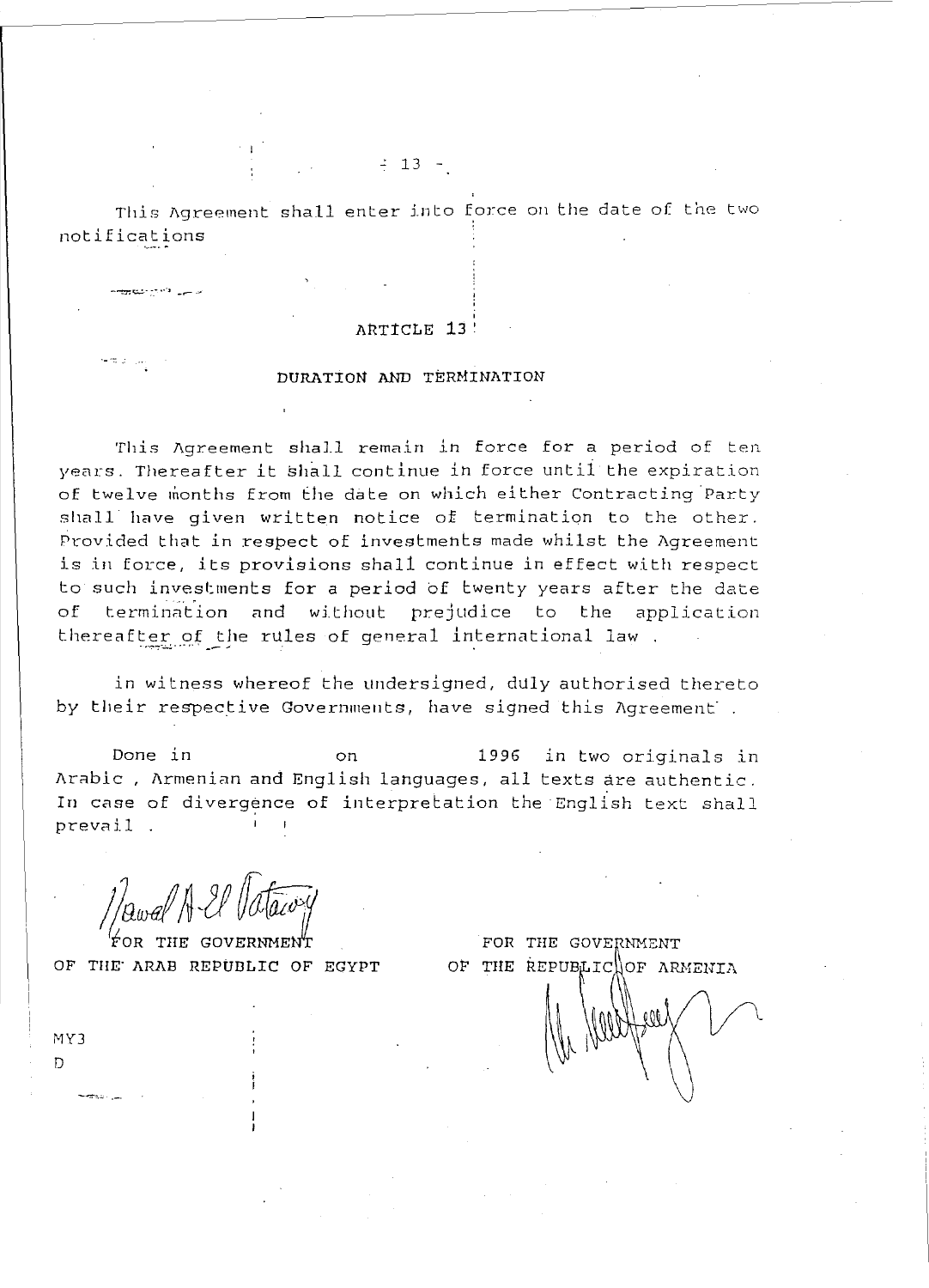This Agreement shall enter into force on the date of the two notifications

## ARTICLE 13

### DURATION AND TERMINATION

This Agreement shall remain in force for a period of ten years. Thereafter it shall continue in force until the expiration of twelve months from the date on which either Contracting Party shall have given written notice of termination to the other. Provided that in respect of investments made whilst the Agreement is in force, its provisions shall continue in effect with respect to such investments for a period of twenty years after the date of termination and without prejudice to the application thereafter of the rules of general international law .

in witness whereof the undersigned, duly authorised thereto by their respective Governments, have signed this Agreement .

Done in on 1996 in two originals in Arabic , Armenian and English languages, all texts are authentic. In case of divergence of interpretation the English text shall prevail .

Nawal A-El Tatawy

FOR THE GOVERNMENT OF THE ARAB REPUBLIC OF EGYPT

FOR THE GOVERNMENT OF THE REPUBLIC OF ARMENIA

MY3
D